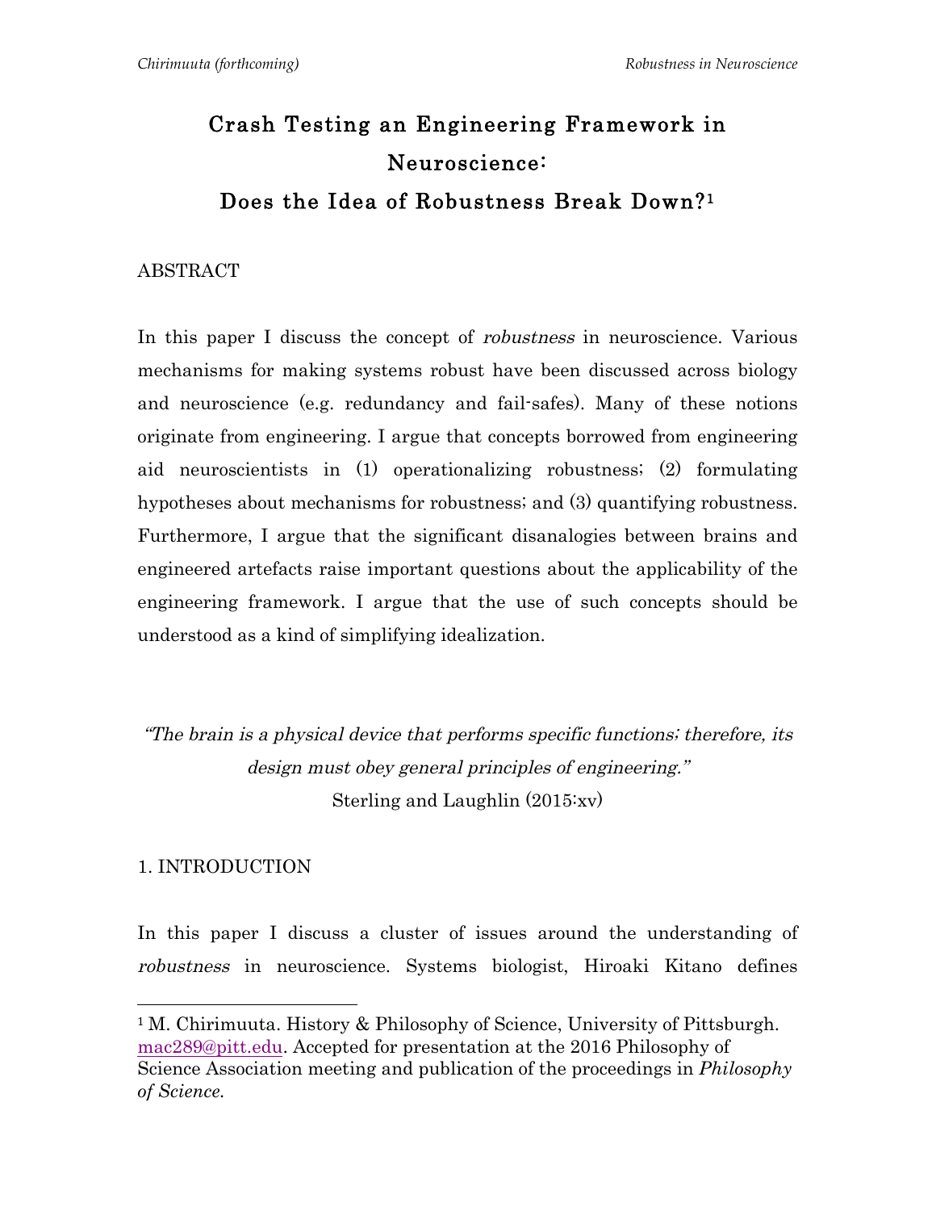# Crash Testing an Engineering Framework in Neuroscience: Does the Idea of Robustness Break Down?[1]

## ABSTRACT

In this paper I discuss the concept of *robustness* in neuroscience. Various mechanisms for making systems robust have been discussed across biology and neuroscience (e.g. redundancy and fail-safes). Many of these notions originate from engineering. I argue that concepts borrowed from engineering aid neuroscientists in (1) operationalizing robustness; (2) formulating hypotheses about mechanisms for robustness; and (3) quantifying robustness. Furthermore, I argue that the significant disanalogies between brains and engineered artefacts raise important questions about the applicability of the engineering framework. I argue that the use of such concepts should be understood as a kind of simplifying idealization.

> *"The brain is a physical device that performs specific functions; therefore, its design must obey general principles of engineering."*
> Sterling and Laughlin (2015:xv)

## 1. INTRODUCTION

In this paper I discuss a cluster of issues around the understanding of *robustness* in neuroscience. Systems biologist, Hiroaki Kitano defines

---

[1] M. Chirimuuta. History & Philosophy of Science, University of Pittsburgh. mac289@pitt.edu. Accepted for presentation at the 2016 Philosophy of Science Association meeting and publication of the proceedings in *Philosophy of Science*.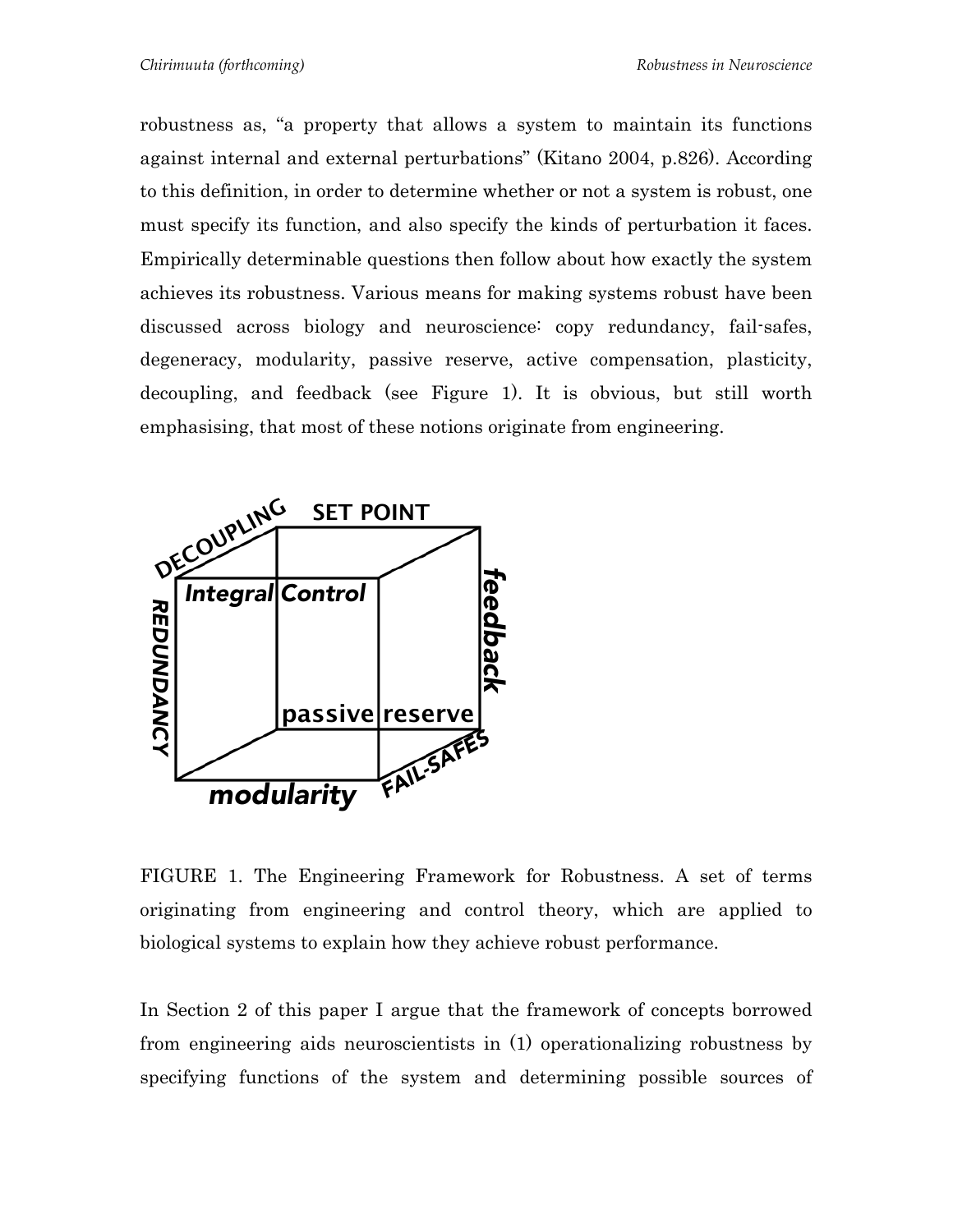robustness as, "a property that allows a system to maintain its functions against internal and external perturbations" (Kitano 2004, p.826). According to this definition, in order to determine whether or not a system is robust, one must specify its function, and also specify the kinds of perturbation it faces. Empirically determinable questions then follow about how exactly the system achieves its robustness. Various means for making systems robust have been discussed across biology and neuroscience: copy redundancy, fail-safes, degeneracy, modularity, passive reserve, active compensation, plasticity, decoupling, and feedback (see Figure 1). It is obvious, but still worth emphasising, that most of these notions originate from engineering.

FIGURE 1. The Engineering Framework for Robustness. A set of terms originating from engineering and control theory, which are applied to biological systems to explain how they achieve robust performance.

In Section 2 of this paper I argue that the framework of concepts borrowed from engineering aids neuroscientists in (1) operationalizing robustness by specifying functions of the system and determining possible sources of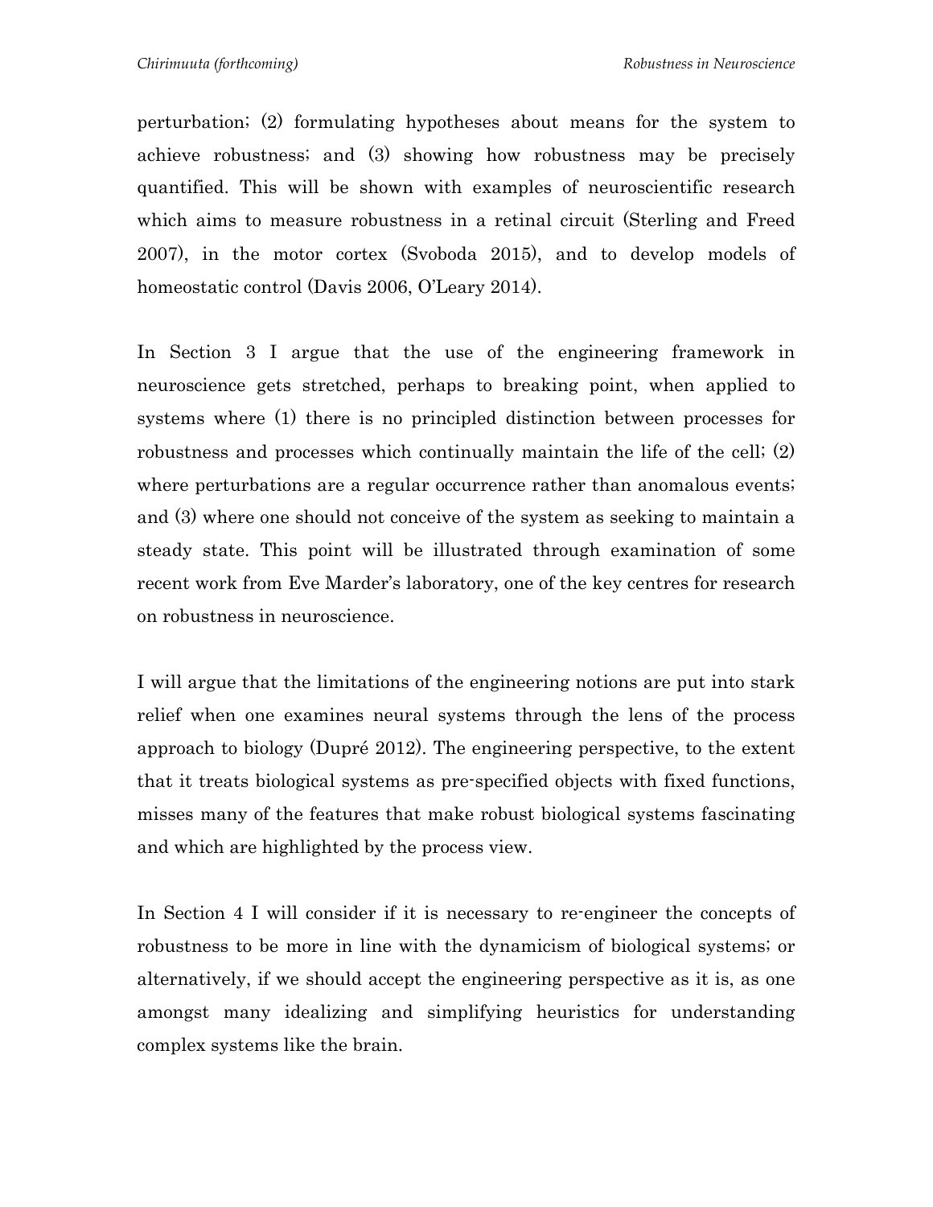perturbation; (2) formulating hypotheses about means for the system to achieve robustness; and (3) showing how robustness may be precisely quantified. This will be shown with examples of neuroscientific research which aims to measure robustness in a retinal circuit (Sterling and Freed 2007), in the motor cortex (Svoboda 2015), and to develop models of homeostatic control (Davis 2006, O'Leary 2014).

In Section 3 I argue that the use of the engineering framework in neuroscience gets stretched, perhaps to breaking point, when applied to systems where (1) there is no principled distinction between processes for robustness and processes which continually maintain the life of the cell; (2) where perturbations are a regular occurrence rather than anomalous events; and (3) where one should not conceive of the system as seeking to maintain a steady state. This point will be illustrated through examination of some recent work from Eve Marder's laboratory, one of the key centres for research on robustness in neuroscience.

I will argue that the limitations of the engineering notions are put into stark relief when one examines neural systems through the lens of the process approach to biology (Dupré 2012). The engineering perspective, to the extent that it treats biological systems as pre-specified objects with fixed functions, misses many of the features that make robust biological systems fascinating and which are highlighted by the process view.

In Section 4 I will consider if it is necessary to re-engineer the concepts of robustness to be more in line with the dynamicism of biological systems; or alternatively, if we should accept the engineering perspective as it is, as one amongst many idealizing and simplifying heuristics for understanding complex systems like the brain.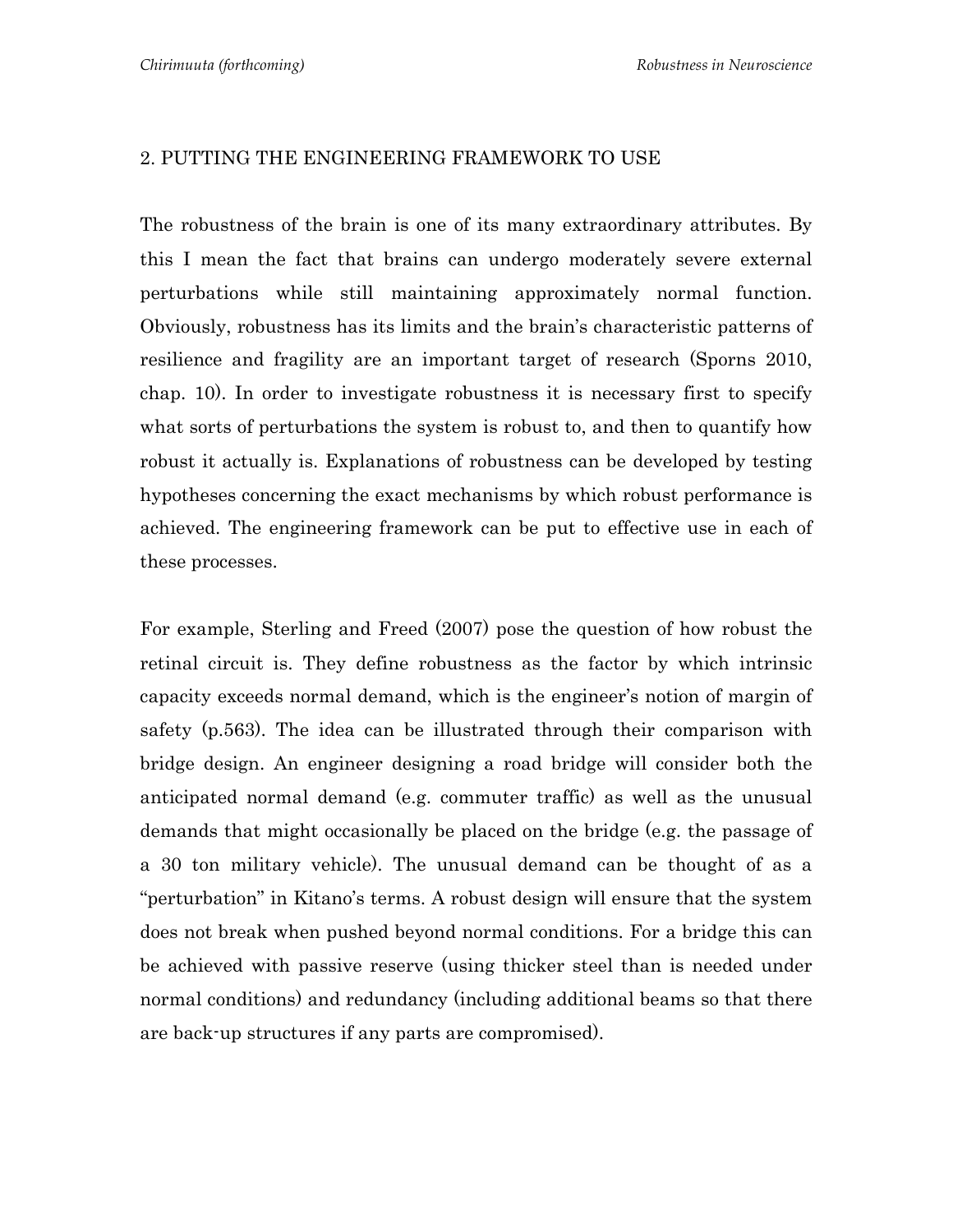## 2. PUTTING THE ENGINEERING FRAMEWORK TO USE

The robustness of the brain is one of its many extraordinary attributes. By this I mean the fact that brains can undergo moderately severe external perturbations while still maintaining approximately normal function. Obviously, robustness has its limits and the brain's characteristic patterns of resilience and fragility are an important target of research (Sporns 2010, chap. 10). In order to investigate robustness it is necessary first to specify what sorts of perturbations the system is robust to, and then to quantify how robust it actually is. Explanations of robustness can be developed by testing hypotheses concerning the exact mechanisms by which robust performance is achieved. The engineering framework can be put to effective use in each of these processes.

For example, Sterling and Freed (2007) pose the question of how robust the retinal circuit is. They define robustness as the factor by which intrinsic capacity exceeds normal demand, which is the engineer's notion of margin of safety (p.563). The idea can be illustrated through their comparison with bridge design. An engineer designing a road bridge will consider both the anticipated normal demand (e.g. commuter traffic) as well as the unusual demands that might occasionally be placed on the bridge (e.g. the passage of a 30 ton military vehicle). The unusual demand can be thought of as a "perturbation" in Kitano's terms. A robust design will ensure that the system does not break when pushed beyond normal conditions. For a bridge this can be achieved with passive reserve (using thicker steel than is needed under normal conditions) and redundancy (including additional beams so that there are back-up structures if any parts are compromised).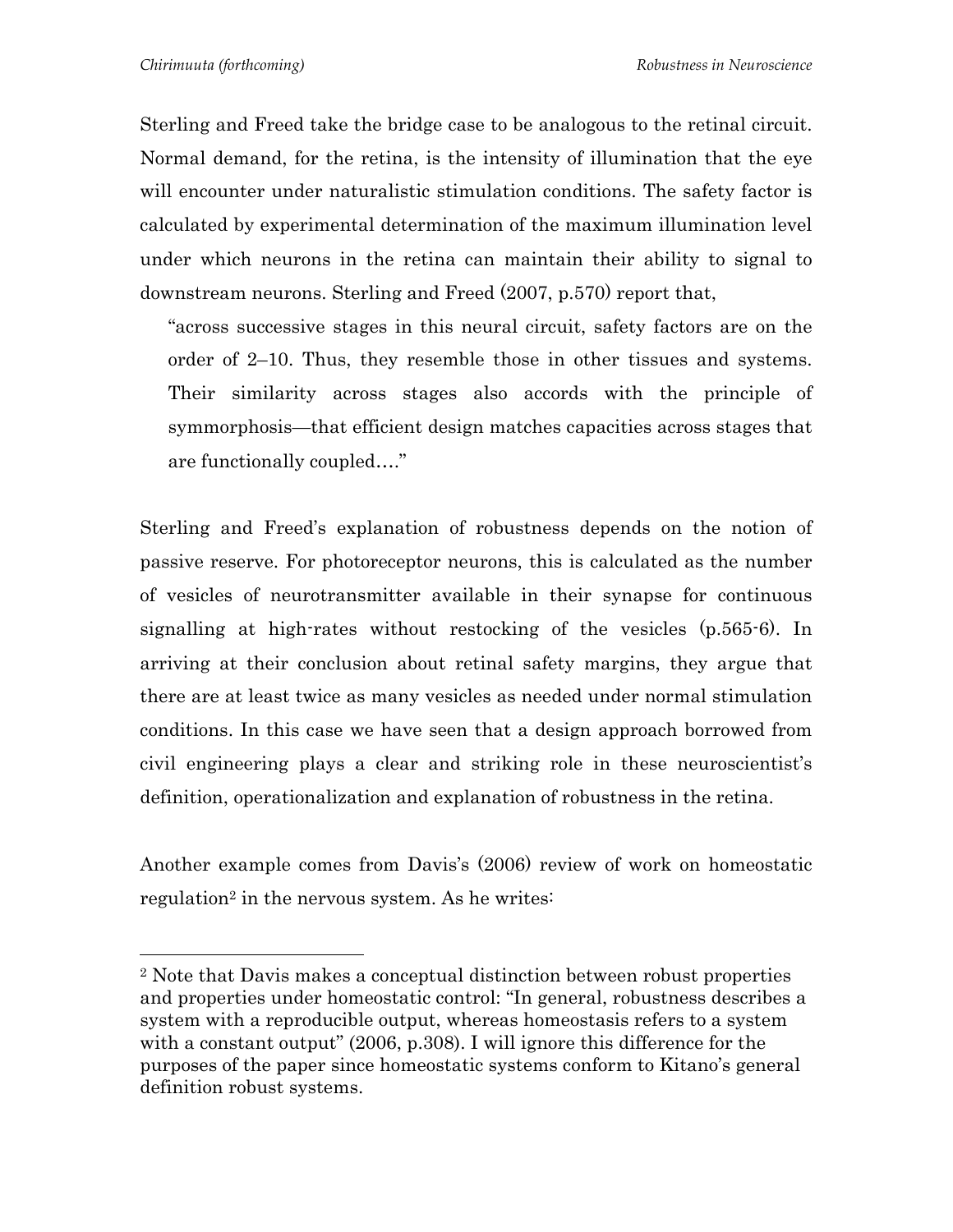Sterling and Freed take the bridge case to be analogous to the retinal circuit. Normal demand, for the retina, is the intensity of illumination that the eye will encounter under naturalistic stimulation conditions. The safety factor is calculated by experimental determination of the maximum illumination level under which neurons in the retina can maintain their ability to signal to downstream neurons. Sterling and Freed (2007, p.570) report that,

> "across successive stages in this neural circuit, safety factors are on the order of 2–10. Thus, they resemble those in other tissues and systems. Their similarity across stages also accords with the principle of symmorphosis—that efficient design matches capacities across stages that are functionally coupled…."

Sterling and Freed's explanation of robustness depends on the notion of passive reserve. For photoreceptor neurons, this is calculated as the number of vesicles of neurotransmitter available in their synapse for continuous signalling at high-rates without restocking of the vesicles (p.565-6). In arriving at their conclusion about retinal safety margins, they argue that there are at least twice as many vesicles as needed under normal stimulation conditions. In this case we have seen that a design approach borrowed from civil engineering plays a clear and striking role in these neuroscientist's definition, operationalization and explanation of robustness in the retina.

Another example comes from Davis's (2006) review of work on homeostatic regulation[2] in the nervous system. As he writes:

---

[2] Note that Davis makes a conceptual distinction between robust properties and properties under homeostatic control: "In general, robustness describes a system with a reproducible output, whereas homeostasis refers to a system with a constant output" (2006, p.308). I will ignore this difference for the purposes of the paper since homeostatic systems conform to Kitano's general definition robust systems.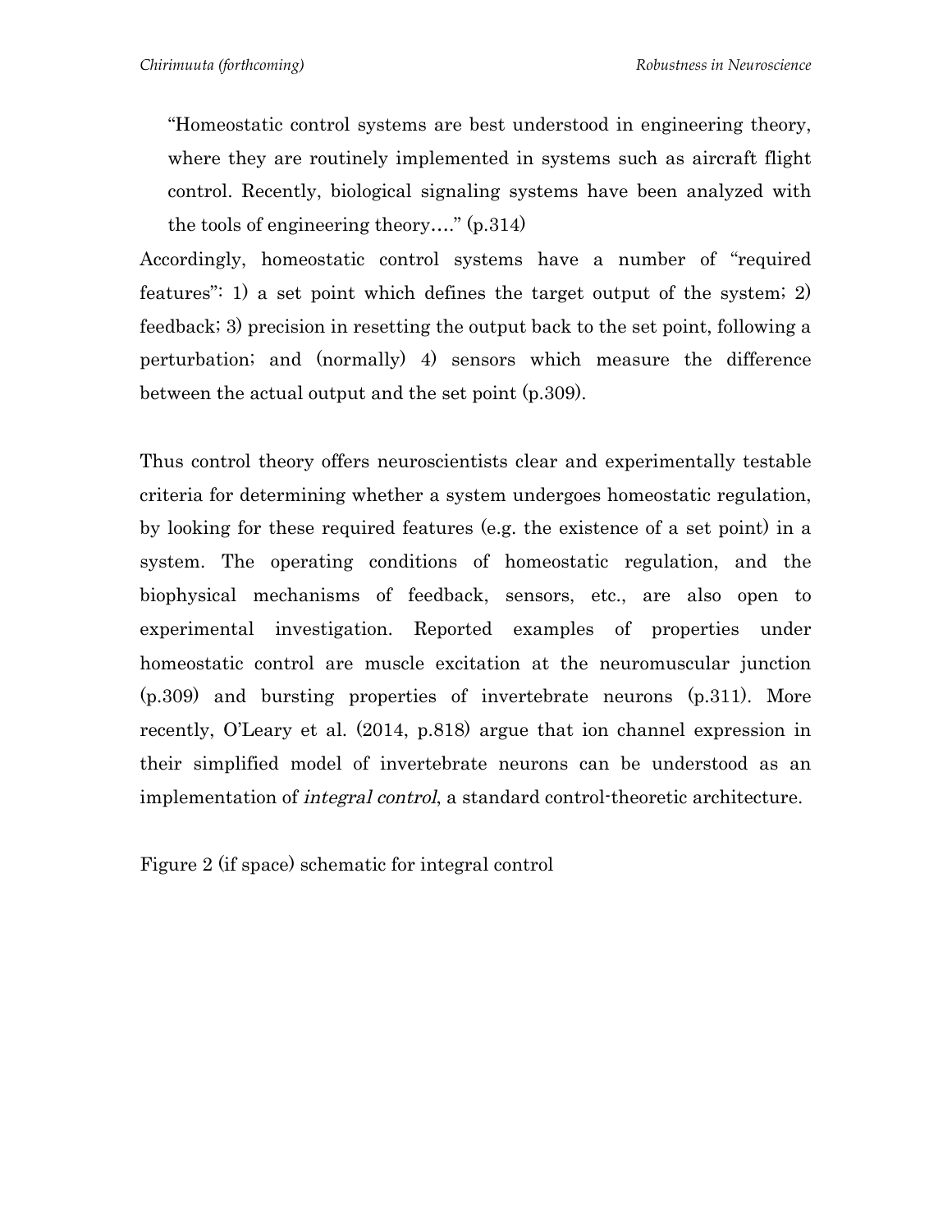> "Homeostatic control systems are best understood in engineering theory, where they are routinely implemented in systems such as aircraft flight control. Recently, biological signaling systems have been analyzed with the tools of engineering theory…." (p.314)

Accordingly, homeostatic control systems have a number of "required features": 1) a set point which defines the target output of the system; 2) feedback; 3) precision in resetting the output back to the set point, following a perturbation; and (normally) 4) sensors which measure the difference between the actual output and the set point (p.309).

Thus control theory offers neuroscientists clear and experimentally testable criteria for determining whether a system undergoes homeostatic regulation, by looking for these required features (e.g. the existence of a set point) in a system. The operating conditions of homeostatic regulation, and the biophysical mechanisms of feedback, sensors, etc., are also open to experimental investigation. Reported examples of properties under homeostatic control are muscle excitation at the neuromuscular junction (p.309) and bursting properties of invertebrate neurons (p.311). More recently, O'Leary et al. (2014, p.818) argue that ion channel expression in their simplified model of invertebrate neurons can be understood as an implementation of *integral control*, a standard control-theoretic architecture.

Figure 2 (if space) schematic for integral control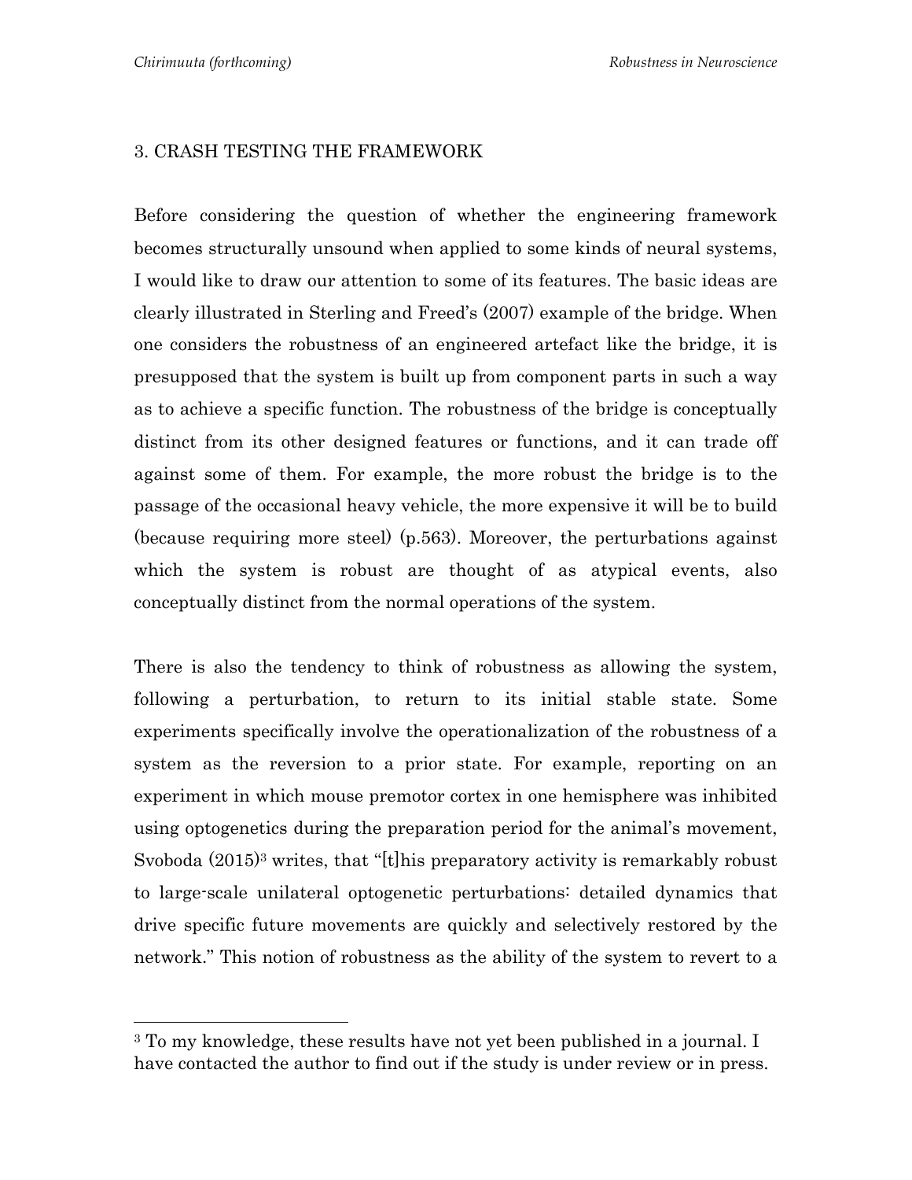## 3. CRASH TESTING THE FRAMEWORK

Before considering the question of whether the engineering framework becomes structurally unsound when applied to some kinds of neural systems, I would like to draw our attention to some of its features. The basic ideas are clearly illustrated in Sterling and Freed's (2007) example of the bridge. When one considers the robustness of an engineered artefact like the bridge, it is presupposed that the system is built up from component parts in such a way as to achieve a specific function. The robustness of the bridge is conceptually distinct from its other designed features or functions, and it can trade off against some of them. For example, the more robust the bridge is to the passage of the occasional heavy vehicle, the more expensive it will be to build (because requiring more steel) (p.563). Moreover, the perturbations against which the system is robust are thought of as atypical events, also conceptually distinct from the normal operations of the system.

There is also the tendency to think of robustness as allowing the system, following a perturbation, to return to its initial stable state. Some experiments specifically involve the operationalization of the robustness of a system as the reversion to a prior state. For example, reporting on an experiment in which mouse premotor cortex in one hemisphere was inhibited using optogenetics during the preparation period for the animal's movement, Svoboda (2015)[3] writes, that "[t]his preparatory activity is remarkably robust to large-scale unilateral optogenetic perturbations: detailed dynamics that drive specific future movements are quickly and selectively restored by the network." This notion of robustness as the ability of the system to revert to a

---

[3] To my knowledge, these results have not yet been published in a journal. I have contacted the author to find out if the study is under review or in press.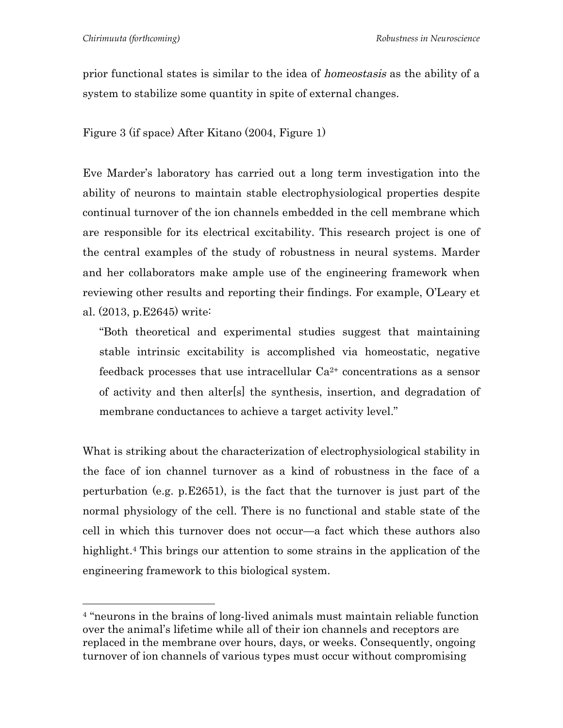prior functional states is similar to the idea of *homeostasis* as the ability of a system to stabilize some quantity in spite of external changes.

Figure 3 (if space) After Kitano (2004, Figure 1)

Eve Marder's laboratory has carried out a long term investigation into the ability of neurons to maintain stable electrophysiological properties despite continual turnover of the ion channels embedded in the cell membrane which are responsible for its electrical excitability. This research project is one of the central examples of the study of robustness in neural systems. Marder and her collaborators make ample use of the engineering framework when reviewing other results and reporting their findings. For example, O'Leary et al. (2013, p.E2645) write:

> "Both theoretical and experimental studies suggest that maintaining stable intrinsic excitability is accomplished via homeostatic, negative feedback processes that use intracellular $Ca^{2+}$ concentrations as a sensor of activity and then alter[s] the synthesis, insertion, and degradation of membrane conductances to achieve a target activity level."

What is striking about the characterization of electrophysiological stability in the face of ion channel turnover as a kind of robustness in the face of a perturbation (e.g. p.E2651), is the fact that the turnover is just part of the normal physiology of the cell. There is no functional and stable state of the cell in which this turnover does not occur—a fact which these authors also highlight.[4] This brings our attention to some strains in the application of the engineering framework to this biological system.

[4] "neurons in the brains of long-lived animals must maintain reliable function over the animal's lifetime while all of their ion channels and receptors are replaced in the membrane over hours, days, or weeks. Consequently, ongoing turnover of ion channels of various types must occur without compromising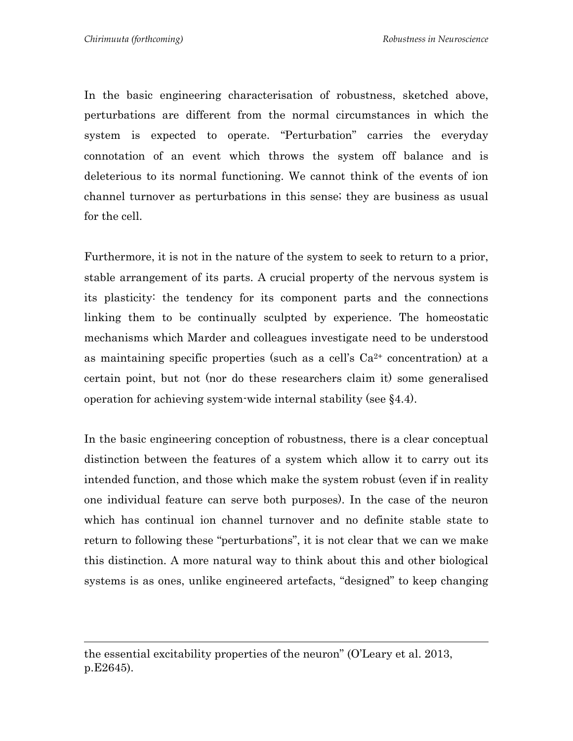In the basic engineering characterisation of robustness, sketched above, perturbations are different from the normal circumstances in which the system is expected to operate. "Perturbation" carries the everyday connotation of an event which throws the system off balance and is deleterious to its normal functioning. We cannot think of the events of ion channel turnover as perturbations in this sense; they are business as usual for the cell.

Furthermore, it is not in the nature of the system to seek to return to a prior, stable arrangement of its parts. A crucial property of the nervous system is its plasticity: the tendency for its component parts and the connections linking them to be continually sculpted by experience. The homeostatic mechanisms which Marder and colleagues investigate need to be understood as maintaining specific properties (such as a cell's $Ca^{2+}$ concentration) at a certain point, but not (nor do these researchers claim it) some generalised operation for achieving system-wide internal stability (see §4.4).

In the basic engineering conception of robustness, there is a clear conceptual distinction between the features of a system which allow it to carry out its intended function, and those which make the system robust (even if in reality one individual feature can serve both purposes). In the case of the neuron which has continual ion channel turnover and no definite stable state to return to following these "perturbations", it is not clear that we can we make this distinction. A more natural way to think about this and other biological systems is as ones, unlike engineered artefacts, "designed" to keep changing

---

the essential excitability properties of the neuron" (O'Leary et al. 2013, p.E2645).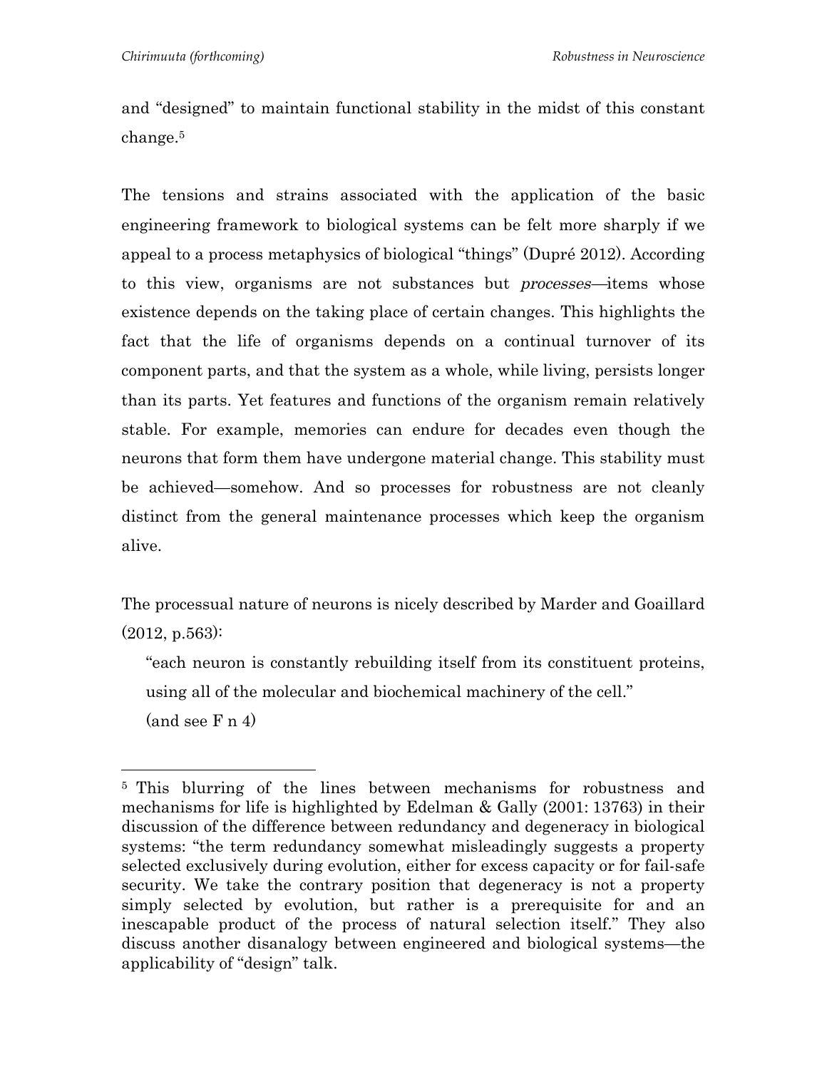and "designed" to maintain functional stability in the midst of this constant change.[5]

The tensions and strains associated with the application of the basic engineering framework to biological systems can be felt more sharply if we appeal to a process metaphysics of biological "things" (Dupré 2012). According to this view, organisms are not substances but *processes*—items whose existence depends on the taking place of certain changes. This highlights the fact that the life of organisms depends on a continual turnover of its component parts, and that the system as a whole, while living, persists longer than its parts. Yet features and functions of the organism remain relatively stable. For example, memories can endure for decades even though the neurons that form them have undergone material change. This stability must be achieved—somehow. And so processes for robustness are not cleanly distinct from the general maintenance processes which keep the organism alive.

The processual nature of neurons is nicely described by Marder and Goaillard (2012, p.563):

> "each neuron is constantly rebuilding itself from its constituent proteins, using all of the molecular and biochemical machinery of the cell."
> (and see F n 4)

---

[5] This blurring of the lines between mechanisms for robustness and mechanisms for life is highlighted by Edelman & Gally (2001: 13763) in their discussion of the difference between redundancy and degeneracy in biological systems: "the term redundancy somewhat misleadingly suggests a property selected exclusively during evolution, either for excess capacity or for fail-safe security. We take the contrary position that degeneracy is not a property simply selected by evolution, but rather is a prerequisite for and an inescapable product of the process of natural selection itself." They also discuss another disanalogy between engineered and biological systems—the applicability of "design" talk.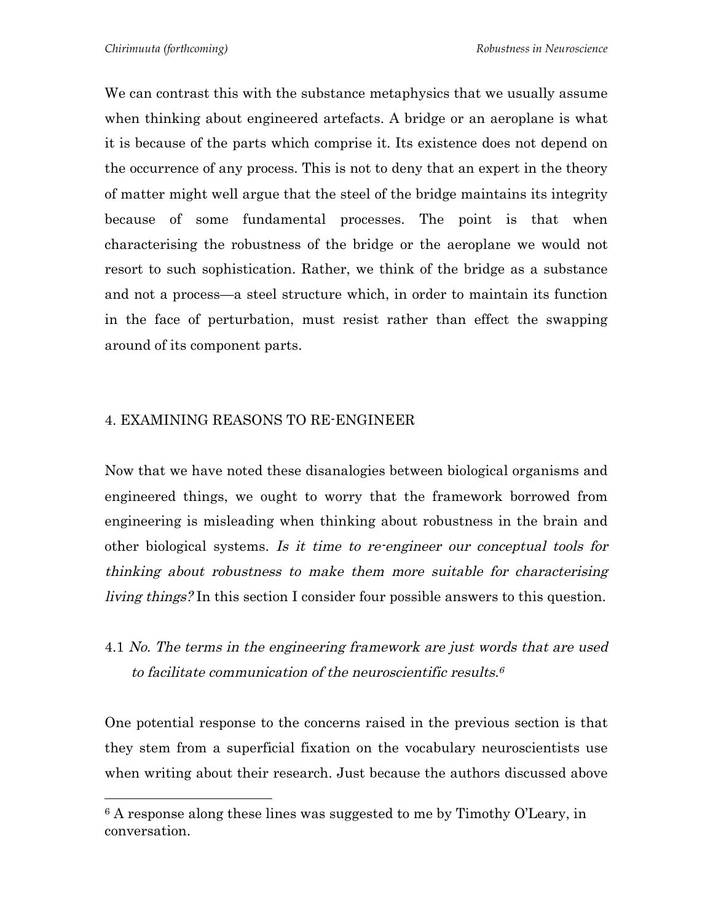We can contrast this with the substance metaphysics that we usually assume when thinking about engineered artefacts. A bridge or an aeroplane is what it is because of the parts which comprise it. Its existence does not depend on the occurrence of any process. This is not to deny that an expert in the theory of matter might well argue that the steel of the bridge maintains its integrity because of some fundamental processes. The point is that when characterising the robustness of the bridge or the aeroplane we would not resort to such sophistication. Rather, we think of the bridge as a substance and not a process—a steel structure which, in order to maintain its function in the face of perturbation, must resist rather than effect the swapping around of its component parts.

## 4. EXAMINING REASONS TO RE-ENGINEER

Now that we have noted these disanalogies between biological organisms and engineered things, we ought to worry that the framework borrowed from engineering is misleading when thinking about robustness in the brain and other biological systems. *Is it time to re-engineer our conceptual tools for thinking about robustness to make them more suitable for characterising living things?* In this section I consider four possible answers to this question.

### 4.1 *No. The terms in the engineering framework are just words that are used to facilitate communication of the neuroscientific results.*[6]

One potential response to the concerns raised in the previous section is that they stem from a superficial fixation on the vocabulary neuroscientists use when writing about their research. Just because the authors discussed above

[6] A response along these lines was suggested to me by Timothy O'Leary, in conversation.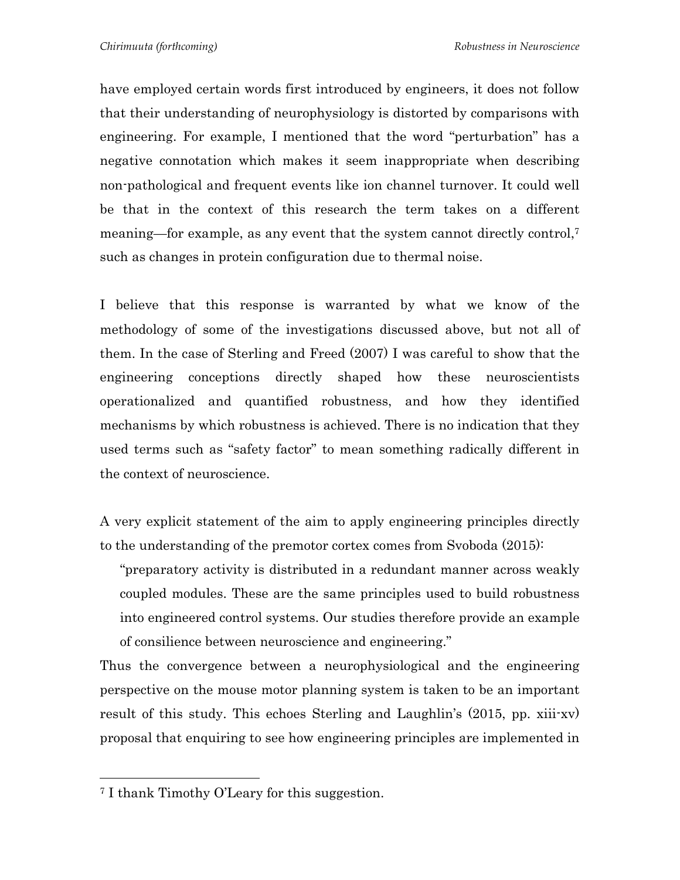have employed certain words first introduced by engineers, it does not follow that their understanding of neurophysiology is distorted by comparisons with engineering. For example, I mentioned that the word "perturbation" has a negative connotation which makes it seem inappropriate when describing non-pathological and frequent events like ion channel turnover. It could well be that in the context of this research the term takes on a different meaning—for example, as any event that the system cannot directly control,[7] such as changes in protein configuration due to thermal noise.

I believe that this response is warranted by what we know of the methodology of some of the investigations discussed above, but not all of them. In the case of Sterling and Freed (2007) I was careful to show that the engineering conceptions directly shaped how these neuroscientists operationalized and quantified robustness, and how they identified mechanisms by which robustness is achieved. There is no indication that they used terms such as "safety factor" to mean something radically different in the context of neuroscience.

A very explicit statement of the aim to apply engineering principles directly to the understanding of the premotor cortex comes from Svoboda (2015):

> "preparatory activity is distributed in a redundant manner across weakly coupled modules. These are the same principles used to build robustness into engineered control systems. Our studies therefore provide an example of consilience between neuroscience and engineering."

Thus the convergence between a neurophysiological and the engineering perspective on the mouse motor planning system is taken to be an important result of this study. This echoes Sterling and Laughlin's (2015, pp. xiii-xv) proposal that enquiring to see how engineering principles are implemented in

---

[7] I thank Timothy O'Leary for this suggestion.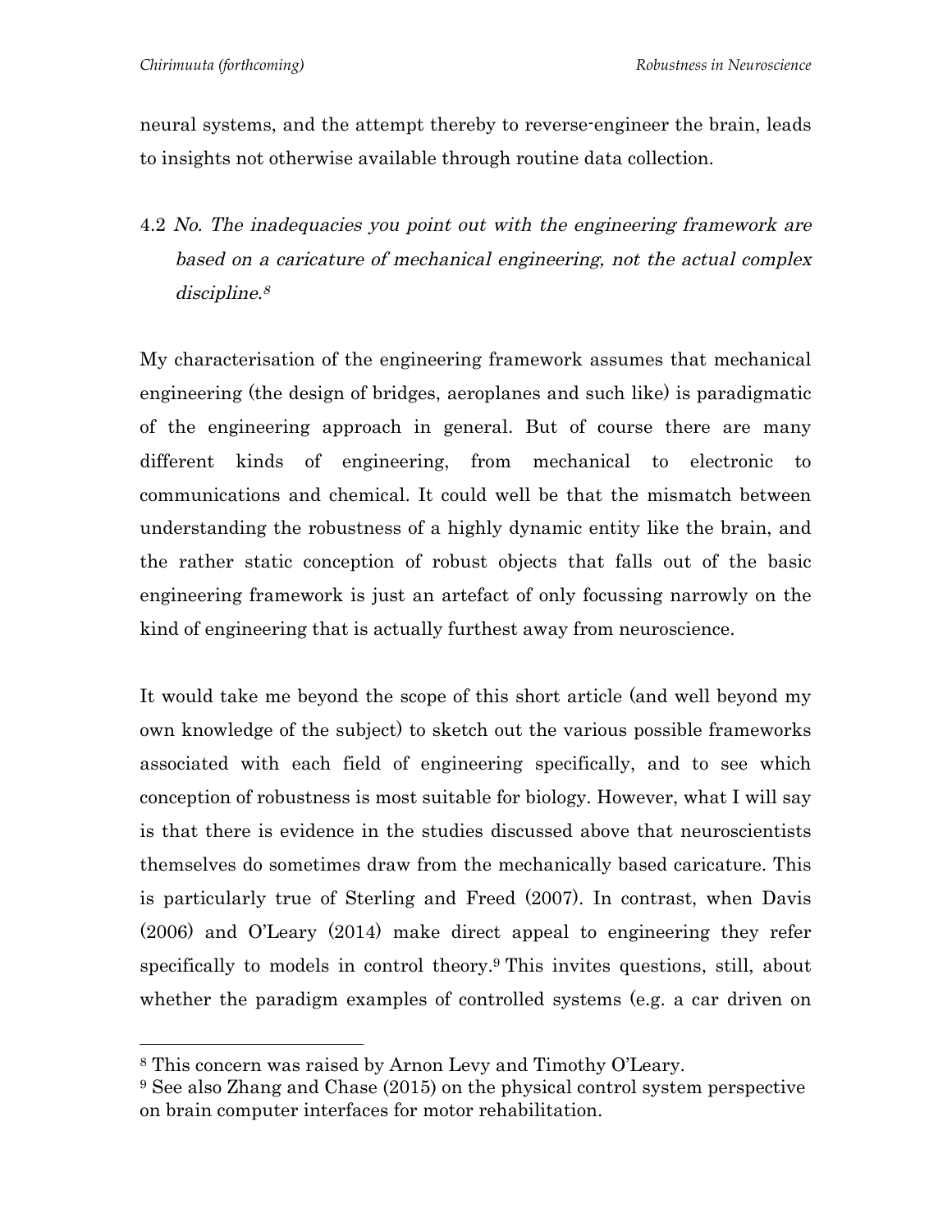neural systems, and the attempt thereby to reverse-engineer the brain, leads to insights not otherwise available through routine data collection.

### 4.2 *No. The inadequacies you point out with the engineering framework are based on a caricature of mechanical engineering, not the actual complex discipline.*[8]

My characterisation of the engineering framework assumes that mechanical engineering (the design of bridges, aeroplanes and such like) is paradigmatic of the engineering approach in general. But of course there are many different kinds of engineering, from mechanical to electronic to communications and chemical. It could well be that the mismatch between understanding the robustness of a highly dynamic entity like the brain, and the rather static conception of robust objects that falls out of the basic engineering framework is just an artefact of only focussing narrowly on the kind of engineering that is actually furthest away from neuroscience.

It would take me beyond the scope of this short article (and well beyond my own knowledge of the subject) to sketch out the various possible frameworks associated with each field of engineering specifically, and to see which conception of robustness is most suitable for biology. However, what I will say is that there is evidence in the studies discussed above that neuroscientists themselves do sometimes draw from the mechanically based caricature. This is particularly true of Sterling and Freed (2007). In contrast, when Davis (2006) and O'Leary (2014) make direct appeal to engineering they refer specifically to models in control theory.[9] This invites questions, still, about whether the paradigm examples of controlled systems (e.g. a car driven on

---

[8] This concern was raised by Arnon Levy and Timothy O'Leary.

[9] See also Zhang and Chase (2015) on the physical control system perspective on brain computer interfaces for motor rehabilitation.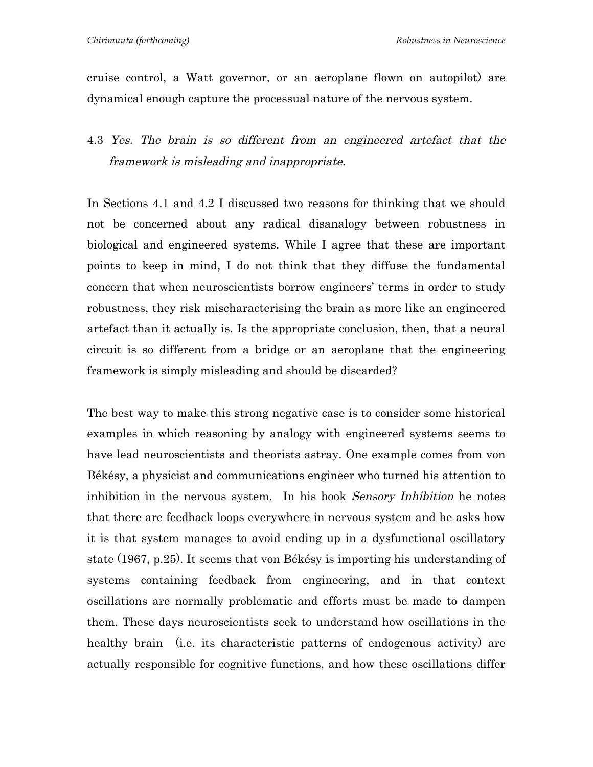cruise control, a Watt governor, or an aeroplane flown on autopilot) are dynamical enough capture the processual nature of the nervous system.

### 4.3 *Yes. The brain is so different from an engineered artefact that the framework is misleading and inappropriate.*

In Sections 4.1 and 4.2 I discussed two reasons for thinking that we should not be concerned about any radical disanalogy between robustness in biological and engineered systems. While I agree that these are important points to keep in mind, I do not think that they diffuse the fundamental concern that when neuroscientists borrow engineers' terms in order to study robustness, they risk mischaracterising the brain as more like an engineered artefact than it actually is. Is the appropriate conclusion, then, that a neural circuit is so different from a bridge or an aeroplane that the engineering framework is simply misleading and should be discarded?

The best way to make this strong negative case is to consider some historical examples in which reasoning by analogy with engineered systems seems to have lead neuroscientists and theorists astray. One example comes from von Békésy, a physicist and communications engineer who turned his attention to inhibition in the nervous system. In his book *Sensory Inhibition* he notes that there are feedback loops everywhere in nervous system and he asks how it is that system manages to avoid ending up in a dysfunctional oscillatory state (1967, p.25). It seems that von Békésy is importing his understanding of systems containing feedback from engineering, and in that context oscillations are normally problematic and efforts must be made to dampen them. These days neuroscientists seek to understand how oscillations in the healthy brain (i.e. its characteristic patterns of endogenous activity) are actually responsible for cognitive functions, and how these oscillations differ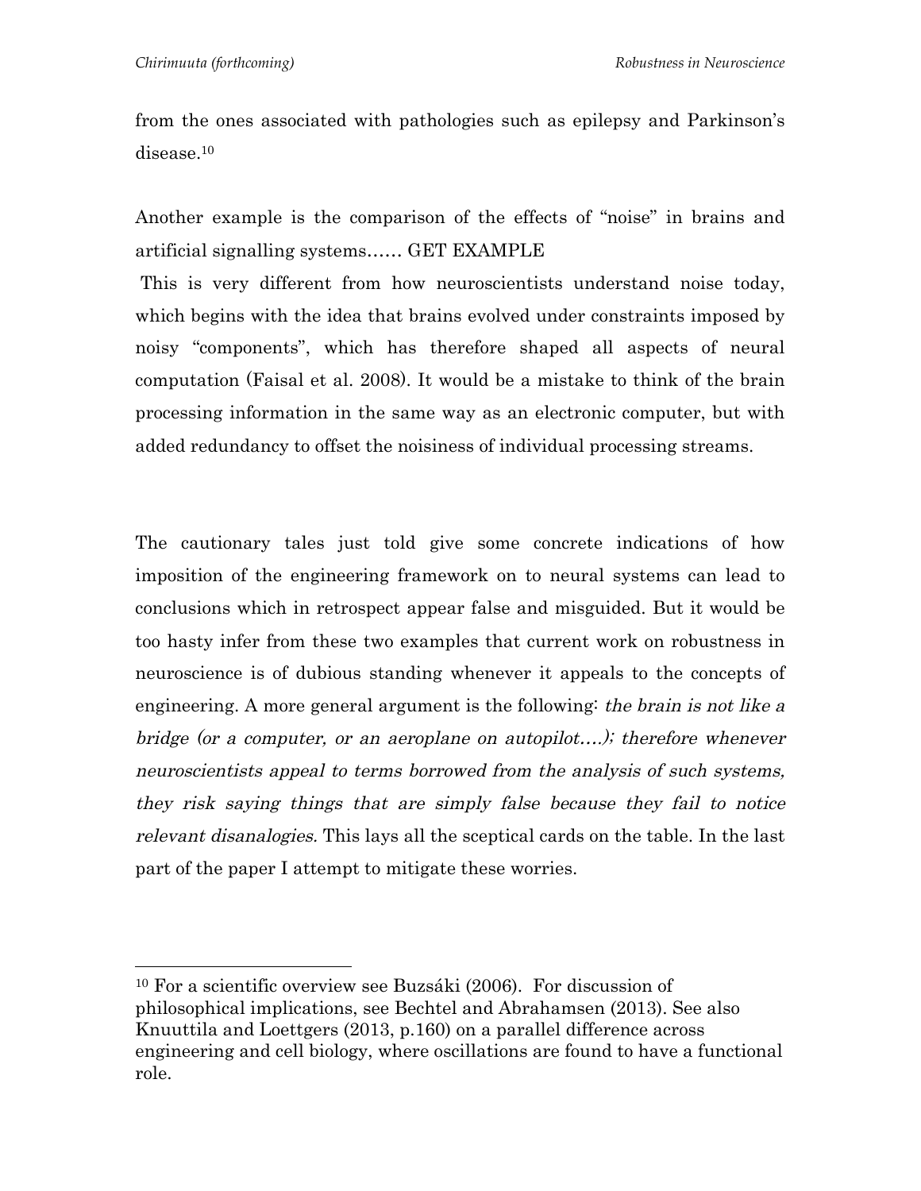from the ones associated with pathologies such as epilepsy and Parkinson's disease.[10]

Another example is the comparison of the effects of "noise" in brains and artificial signalling systems…… GET EXAMPLE

This is very different from how neuroscientists understand noise today, which begins with the idea that brains evolved under constraints imposed by noisy "components", which has therefore shaped all aspects of neural computation (Faisal et al. 2008). It would be a mistake to think of the brain processing information in the same way as an electronic computer, but with added redundancy to offset the noisiness of individual processing streams.

The cautionary tales just told give some concrete indications of how imposition of the engineering framework on to neural systems can lead to conclusions which in retrospect appear false and misguided. But it would be too hasty infer from these two examples that current work on robustness in neuroscience is of dubious standing whenever it appeals to the concepts of engineering. A more general argument is the following: *the brain is not like a bridge (or a computer, or an aeroplane on autopilot….); therefore whenever neuroscientists appeal to terms borrowed from the analysis of such systems, they risk saying things that are simply false because they fail to notice relevant disanalogies.* This lays all the sceptical cards on the table. In the last part of the paper I attempt to mitigate these worries.

[10] For a scientific overview see Buzsáki (2006). For discussion of philosophical implications, see Bechtel and Abrahamsen (2013). See also Knuuttila and Loettgers (2013, p.160) on a parallel difference across engineering and cell biology, where oscillations are found to have a functional role.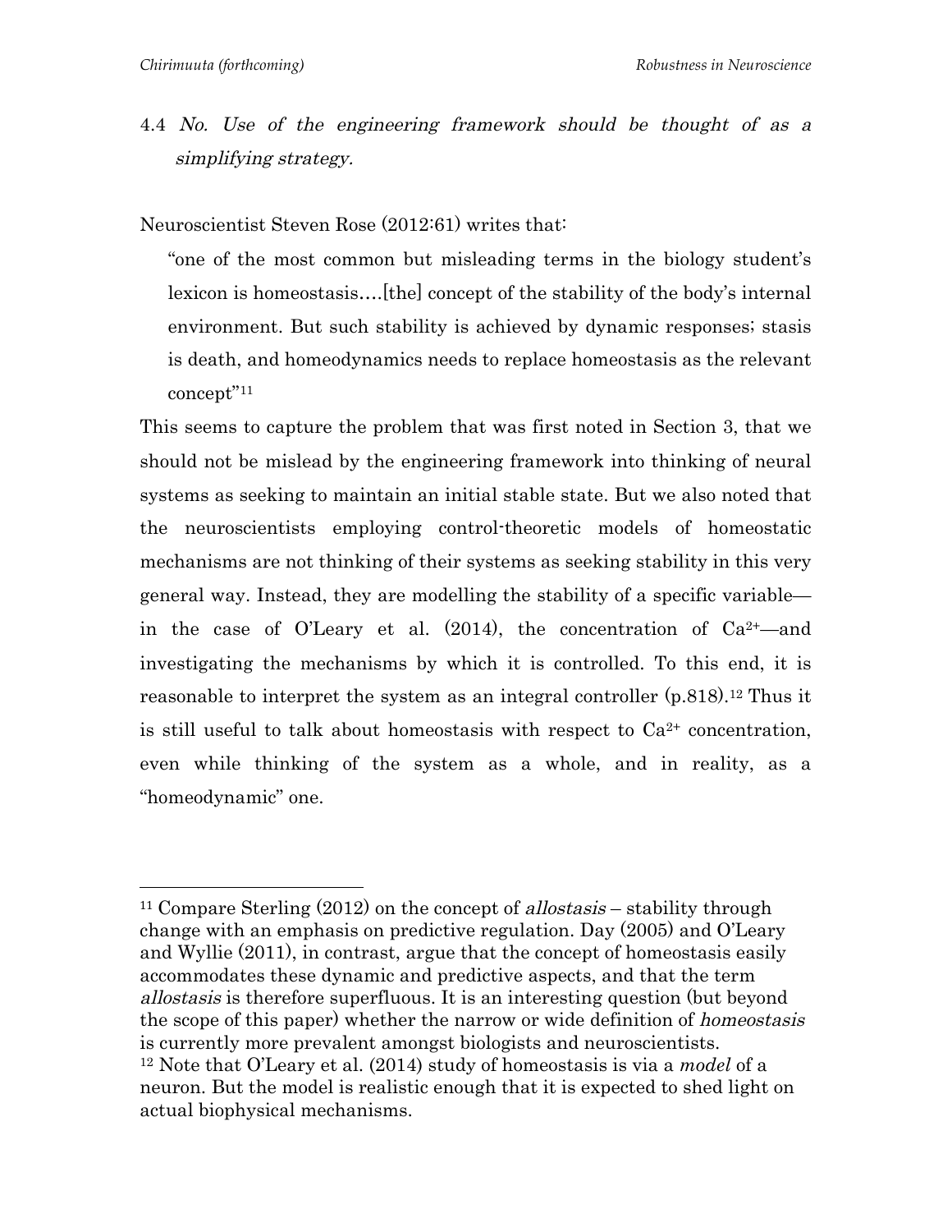### 4.4 *No. Use of the engineering framework should be thought of as a simplifying strategy.*

Neuroscientist Steven Rose (2012:61) writes that:

> "one of the most common but misleading terms in the biology student's lexicon is homeostasis….[the] concept of the stability of the body's internal environment. But such stability is achieved by dynamic responses; stasis is death, and homeodynamics needs to replace homeostasis as the relevant concept"[11]

This seems to capture the problem that was first noted in Section 3, that we should not be mislead by the engineering framework into thinking of neural systems as seeking to maintain an initial stable state. But we also noted that the neuroscientists employing control-theoretic models of homeostatic mechanisms are not thinking of their systems as seeking stability in this very general way. Instead, they are modelling the stability of a specific variable—in the case of O'Leary et al. (2014), the concentration of $Ca^{2+}$—and investigating the mechanisms by which it is controlled. To this end, it is reasonable to interpret the system as an integral controller (p.818).[12] Thus it is still useful to talk about homeostasis with respect to $Ca^{2+}$ concentration, even while thinking of the system as a whole, and in reality, as a "homeodynamic" one.

---

[11] Compare Sterling (2012) on the concept of *allostasis* – stability through change with an emphasis on predictive regulation. Day (2005) and O'Leary and Wyllie (2011), in contrast, argue that the concept of homeostasis easily accommodates these dynamic and predictive aspects, and that the term *allostasis* is therefore superfluous. It is an interesting question (but beyond the scope of this paper) whether the narrow or wide definition of *homeostasis* is currently more prevalent amongst biologists and neuroscientists.

[12] Note that O'Leary et al. (2014) study of homeostasis is via a *model* of a neuron. But the model is realistic enough that it is expected to shed light on actual biophysical mechanisms.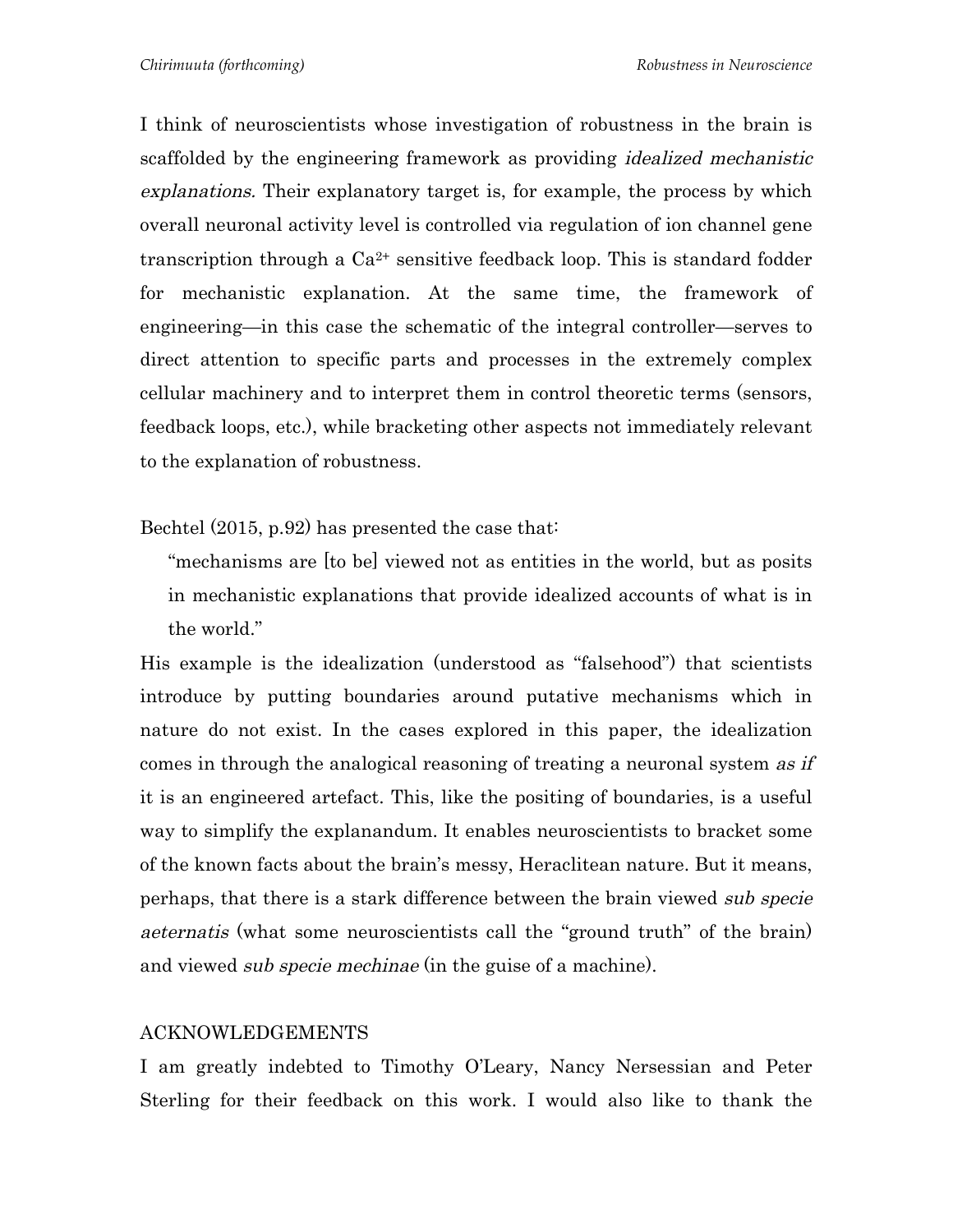I think of neuroscientists whose investigation of robustness in the brain is scaffolded by the engineering framework as providing *idealized mechanistic explanations.* Their explanatory target is, for example, the process by which overall neuronal activity level is controlled via regulation of ion channel gene transcription through a $Ca^{2+}$ sensitive feedback loop. This is standard fodder for mechanistic explanation. At the same time, the framework of engineering—in this case the schematic of the integral controller—serves to direct attention to specific parts and processes in the extremely complex cellular machinery and to interpret them in control theoretic terms (sensors, feedback loops, etc.), while bracketing other aspects not immediately relevant to the explanation of robustness.

Bechtel (2015, p.92) has presented the case that:

> "mechanisms are [to be] viewed not as entities in the world, but as posits in mechanistic explanations that provide idealized accounts of what is in the world."

His example is the idealization (understood as "falsehood") that scientists introduce by putting boundaries around putative mechanisms which in nature do not exist. In the cases explored in this paper, the idealization comes in through the analogical reasoning of treating a neuronal system *as if* it is an engineered artefact. This, like the positing of boundaries, is a useful way to simplify the explanandum. It enables neuroscientists to bracket some of the known facts about the brain's messy, Heraclitean nature. But it means, perhaps, that there is a stark difference between the brain viewed *sub specie aeternatis* (what some neuroscientists call the "ground truth" of the brain) and viewed *sub specie mechinae* (in the guise of a machine).

## ACKNOWLEDGEMENTS

I am greatly indebted to Timothy O'Leary, Nancy Nersessian and Peter Sterling for their feedback on this work. I would also like to thank the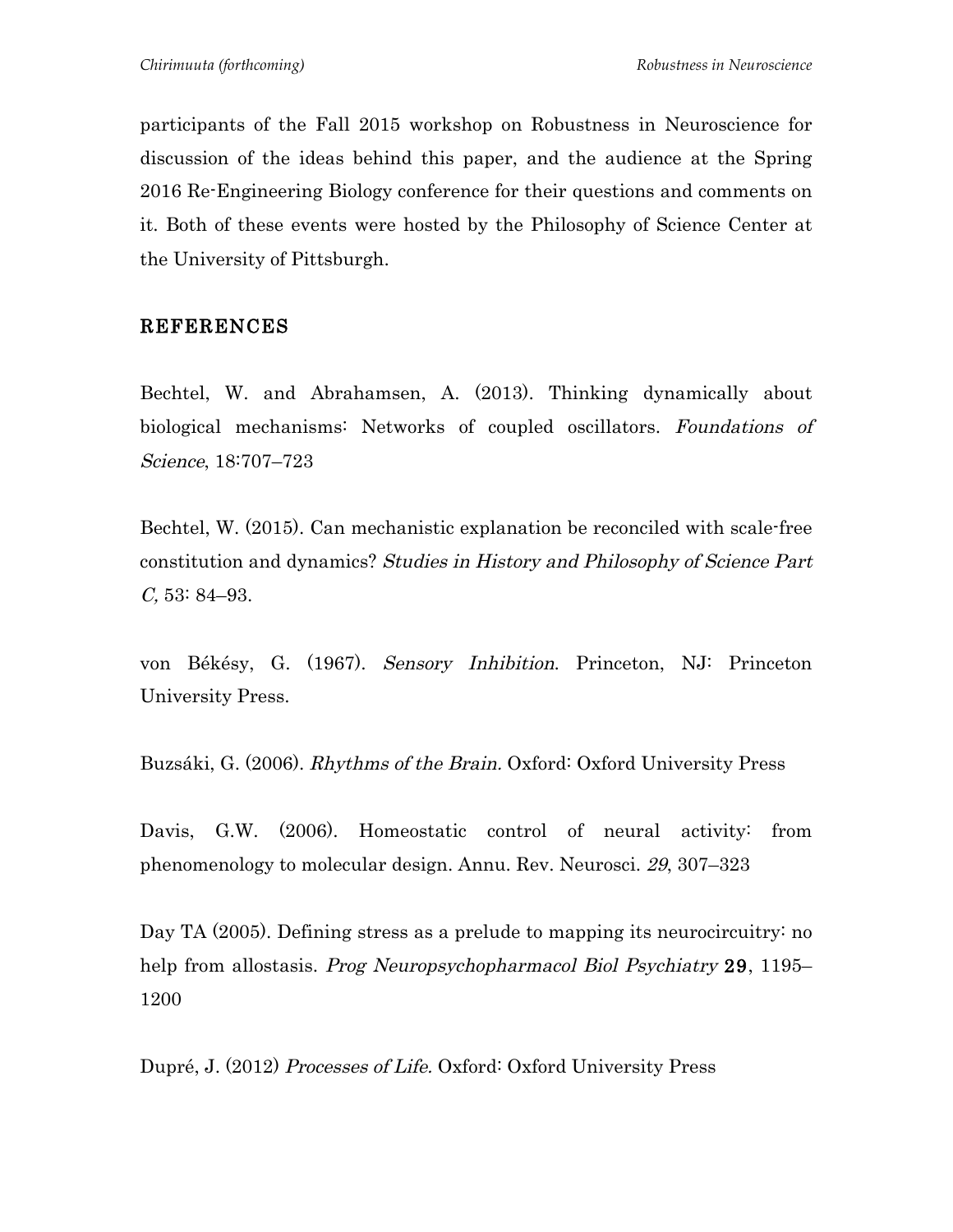participants of the Fall 2015 workshop on Robustness in Neuroscience for discussion of the ideas behind this paper, and the audience at the Spring 2016 Re-Engineering Biology conference for their questions and comments on it. Both of these events were hosted by the Philosophy of Science Center at the University of Pittsburgh.

## REFERENCES

Bechtel, W. and Abrahamsen, A. (2013). Thinking dynamically about biological mechanisms: Networks of coupled oscillators. *Foundations of Science*, 18:707–723

Bechtel, W. (2015). Can mechanistic explanation be reconciled with scale-free constitution and dynamics? *Studies in History and Philosophy of Science Part C,* 53: 84–93.

von Békésy, G. (1967). *Sensory Inhibition*. Princeton, NJ: Princeton University Press.

Buzsáki, G. (2006). *Rhythms of the Brain.* Oxford: Oxford University Press

Davis, G.W. (2006). Homeostatic control of neural activity: from phenomenology to molecular design. Annu. Rev. Neurosci. *29*, 307–323

Day TA (2005). Defining stress as a prelude to mapping its neurocircuitry: no help from allostasis. *Prog Neuropsychopharmacol Biol Psychiatry* **29**, 1195–1200

Dupré, J. (2012) *Processes of Life.* Oxford: Oxford University Press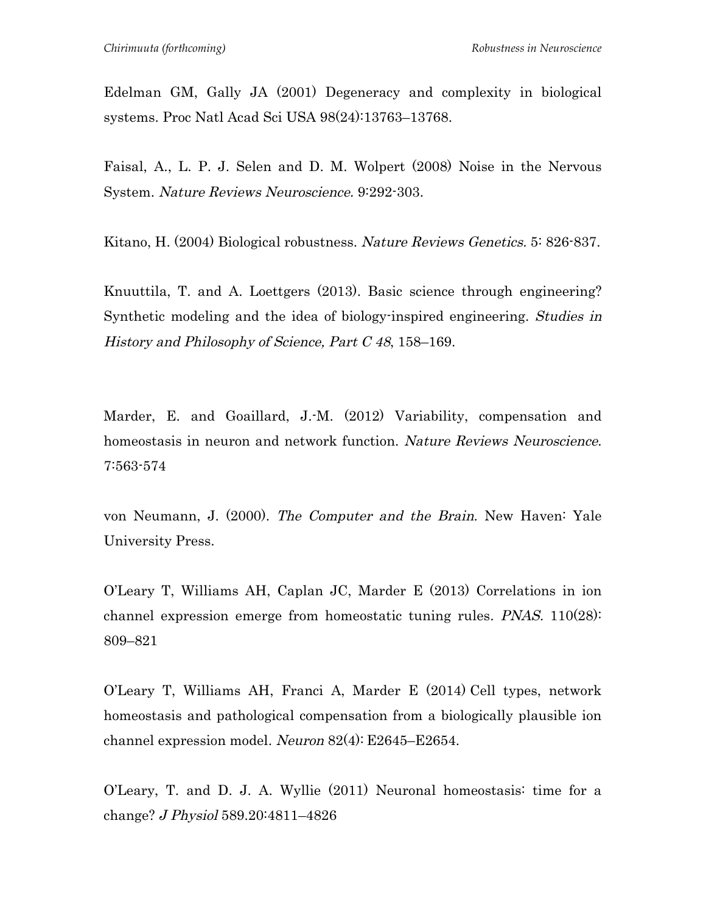Edelman GM, Gally JA (2001) Degeneracy and complexity in biological systems. Proc Natl Acad Sci USA 98(24):13763–13768.

Faisal, A., L. P. J. Selen and D. M. Wolpert (2008) Noise in the Nervous System. *Nature Reviews Neuroscience.* 9:292-303.

Kitano, H. (2004) Biological robustness. *Nature Reviews Genetics.* 5: 826-837.

Knuuttila, T. and A. Loettgers (2013). Basic science through engineering? Synthetic modeling and the idea of biology-inspired engineering. *Studies in History and Philosophy of Science, Part C 48*, 158–169.

Marder, E. and Goaillard, J.-M. (2012) Variability, compensation and homeostasis in neuron and network function. *Nature Reviews Neuroscience*. 7:563-574

von Neumann, J. (2000). *The Computer and the Brain*. New Haven: Yale University Press.

O'Leary T, Williams AH, Caplan JC, Marder E (2013) Correlations in ion channel expression emerge from homeostatic tuning rules. *PNAS.* 110(28): 809–821

O'Leary T, Williams AH, Franci A, Marder E (2014) Cell types, network homeostasis and pathological compensation from a biologically plausible ion channel expression model. *Neuron* 82(4): E2645–E2654.

O'Leary, T. and D. J. A. Wyllie (2011) Neuronal homeostasis: time for a change? *J Physiol* 589.20:4811–4826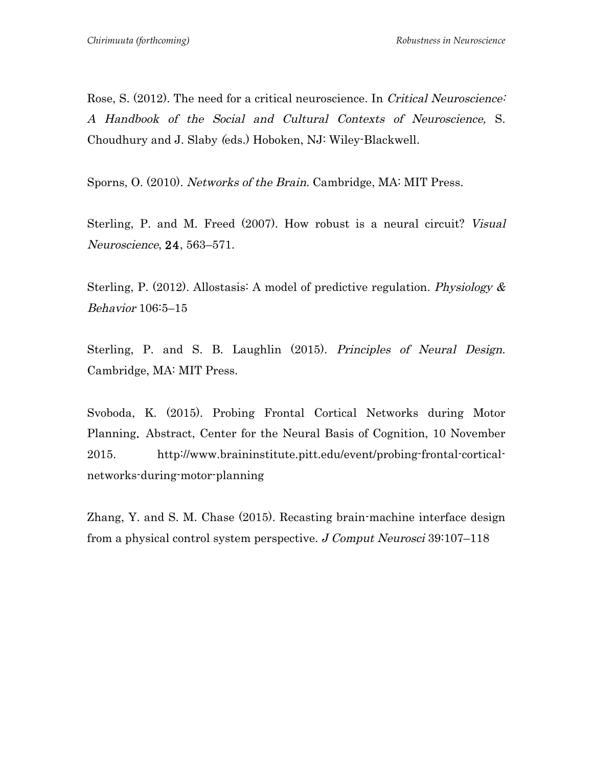Rose, S. (2012). The need for a critical neuroscience. In *Critical Neuroscience: A Handbook of the Social and Cultural Contexts of Neuroscience,* S. Choudhury and J. Slaby (eds.) Hoboken, NJ: Wiley-Blackwell.

Sporns, O. (2010). *Networks of the Brain.* Cambridge, MA: MIT Press.

Sterling, P. and M. Freed (2007). How robust is a neural circuit? *Visual Neuroscience*, **24**, 563–571.

Sterling, P. (2012). Allostasis: A model of predictive regulation. *Physiology & Behavior* 106:5–15

Sterling, P. and S. B. Laughlin (2015). *Principles of Neural Design*. Cambridge, MA: MIT Press.

Svoboda, K. (2015). Probing Frontal Cortical Networks during Motor Planning. Abstract, Center for the Neural Basis of Cognition, 10 November 2015. http://www.braininstitute.pitt.edu/event/probing-frontal-cortical-networks-during-motor-planning

Zhang, Y. and S. M. Chase (2015). Recasting brain-machine interface design from a physical control system perspective. *J Comput Neurosci* 39:107–118